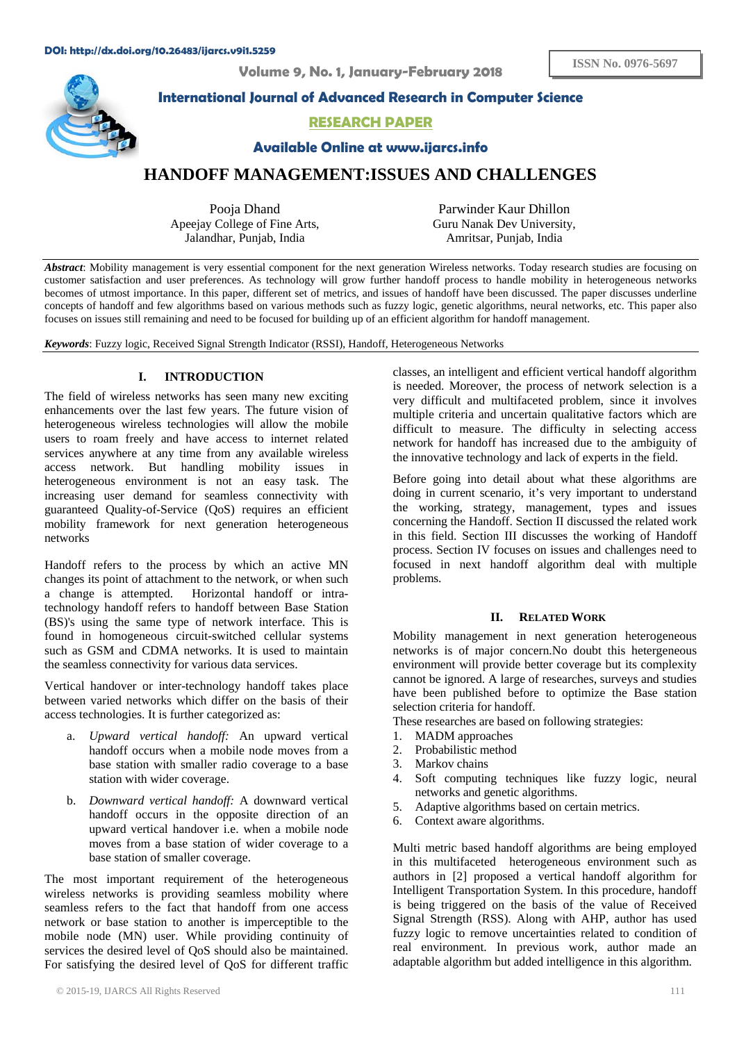DOI: http://dx.doi.org/10.26483/ijarcs.v9i1.5259

ISSN No. 0976-5697

Volume 9, No. 1, January-February 2018

**International Journal of Advanced Research in Computer Science**

**RESEARCH PAPER**

**Available Online at www.ijarcs.info**

# HANDOFF MANAGEMENT:ISSUES AND CHALLENGES

Pooja Dhand
Apeejay College of Fine Arts,
Jalandhar, Punjab, India

Parwinder Kaur Dhillon
Guru Nanak Dev University,
Amritsar, Punjab, India

***Abstract***: Mobility management is very essential component for the next generation Wireless networks. Today research studies are focusing on customer satisfaction and user preferences. As technology will grow further handoff process to handle mobility in heterogeneous networks becomes of utmost importance. In this paper, different set of metrics, and issues of handoff have been discussed. The paper discusses underline concepts of handoff and few algorithms based on various methods such as fuzzy logic, genetic algorithms, neural networks, etc. This paper also focuses on issues still remaining and need to be focused for building up of an efficient algorithm for handoff management.

***Keywords***: Fuzzy logic, Received Signal Strength Indicator (RSSI), Handoff, Heterogeneous Networks

## I. INTRODUCTION

The field of wireless networks has seen many new exciting enhancements over the last few years. The future vision of heterogeneous wireless technologies will allow the mobile users to roam freely and have access to internet related services anywhere at any time from any available wireless access network. But handling mobility issues in heterogeneous environment is not an easy task. The increasing user demand for seamless connectivity with guaranteed Quality-of-Service (QoS) requires an efficient mobility framework for next generation heterogeneous networks

Handoff refers to the process by which an active MN changes its point of attachment to the network, or when such a change is attempted. Horizontal handoff or intra-technology handoff refers to handoff between Base Station (BS)'s using the same type of network interface. This is found in homogeneous circuit-switched cellular systems such as GSM and CDMA networks. It is used to maintain the seamless connectivity for various data services.

Vertical handover or inter-technology handoff takes place between varied networks which differ on the basis of their access technologies. It is further categorized as:

a. *Upward vertical handoff:* An upward vertical handoff occurs when a mobile node moves from a base station with smaller radio coverage to a base station with wider coverage.

b. *Downward vertical handoff:* A downward vertical handoff occurs in the opposite direction of an upward vertical handover i.e. when a mobile node moves from a base station of wider coverage to a base station of smaller coverage.

The most important requirement of the heterogeneous wireless networks is providing seamless mobility where seamless refers to the fact that handoff from one access network or base station to another is imperceptible to the mobile node (MN) user. While providing continuity of services the desired level of QoS should also be maintained. For satisfying the desired level of QoS for different traffic classes, an intelligent and efficient vertical handoff algorithm is needed. Moreover, the process of network selection is a very difficult and multifaceted problem, since it involves multiple criteria and uncertain qualitative factors which are difficult to measure. The difficulty in selecting access network for handoff has increased due to the ambiguity of the innovative technology and lack of experts in the field.

Before going into detail about what these algorithms are doing in current scenario, it's very important to understand the working, strategy, management, types and issues concerning the Handoff. Section II discussed the related work in this field. Section III discusses the working of Handoff process. Section IV focuses on issues and challenges need to focused in next handoff algorithm deal with multiple problems.

## II. RELATED WORK

Mobility management in next generation heterogeneous networks is of major concern.No doubt this hetergeneous environment will provide better coverage but its complexity cannot be ignored. A large of researches, surveys and studies have been published before to optimize the Base station selection criteria for handoff.

These researches are based on following strategies:

1. MADM approaches
2. Probabilistic method
3. Markov chains
4. Soft computing techniques like fuzzy logic, neural networks and genetic algorithms.
5. Adaptive algorithms based on certain metrics.
6. Context aware algorithms.

Multi metric based handoff algorithms are being employed in this multifaceted heterogeneous environment such as authors in [2] proposed a vertical handoff algorithm for Intelligent Transportation System. In this procedure, handoff is being triggered on the basis of the value of Received Signal Strength (RSS). Along with AHP, author has used fuzzy logic to remove uncertainties related to condition of real environment. In previous work, author made an adaptable algorithm but added intelligence in this algorithm.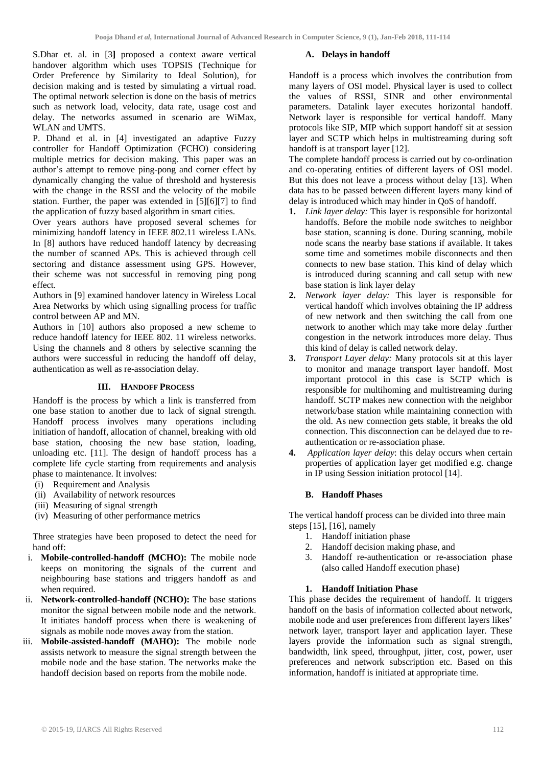S.Dhar et. al. in [3] proposed a context aware vertical handover algorithm which uses TOPSIS (Technique for Order Preference by Similarity to Ideal Solution), for decision making and is tested by simulating a virtual road. The optimal network selection is done on the basis of metrics such as network load, velocity, data rate, usage cost and delay. The networks assumed in scenario are WiMax, WLAN and UMTS.

P. Dhand et al. in [4] investigated an adaptive Fuzzy controller for Handoff Optimization (FCHO) considering multiple metrics for decision making. This paper was an author's attempt to remove ping-pong and corner effect by dynamically changing the value of threshold and hysteresis with the change in the RSSI and the velocity of the mobile station. Further, the paper was extended in [5][6][7] to find the application of fuzzy based algorithm in smart cities.

Over years authors have proposed several schemes for minimizing handoff latency in IEEE 802.11 wireless LANs. In [8] authors have reduced handoff latency by decreasing the number of scanned APs. This is achieved through cell sectoring and distance assessment using GPS. However, their scheme was not successful in removing ping pong effect.

Authors in [9] examined handover latency in Wireless Local Area Networks by which using signalling process for traffic control between AP and MN.

Authors in [10] authors also proposed a new scheme to reduce handoff latency for IEEE 802. 11 wireless networks. Using the channels and 8 others by selective scanning the authors were successful in reducing the handoff off delay, authentication as well as re-association delay.

## III. HANDOFF PROCESS

Handoff is the process by which a link is transferred from one base station to another due to lack of signal strength. Handoff process involves many operations including initiation of handoff, allocation of channel, breaking with old base station, choosing the new base station, loading, unloading etc. [11]. The design of handoff process has a complete life cycle starting from requirements and analysis phase to maintenance. It involves:

(i) Requirement and Analysis
(ii) Availability of network resources
(iii) Measuring of signal strength
(iv) Measuring of other performance metrics

Three strategies have been proposed to detect the need for hand off:

i. **Mobile-controlled-handoff (MCHO):** The mobile node keeps on monitoring the signals of the current and neighbouring base stations and triggers handoff as and when required.
ii. **Network-controlled-handoff (NCHO):** The base stations monitor the signal between mobile node and the network. It initiates handoff process when there is weakening of signals as mobile node moves away from the station.
iii. **Mobile-assisted-handoff (MAHO):** The mobile node assists network to measure the signal strength between the mobile node and the base station. The networks make the handoff decision based on reports from the mobile node.

### A. Delays in handoff

Handoff is a process which involves the contribution from many layers of OSI model. Physical layer is used to collect the values of RSSI, SINR and other environmental parameters. Datalink layer executes horizontal handoff. Network layer is responsible for vertical handoff. Many protocols like SIP, MIP which support handoff sit at session layer and SCTP which helps in multistreaming during soft handoff is at transport layer [12].

The complete handoff process is carried out by co-ordination and co-operating entities of different layers of OSI model. But this does not leave a process without delay [13]. When data has to be passed between different layers many kind of delay is introduced which may hinder in QoS of handoff.

1. *Link layer delay:* This layer is responsible for horizontal handoffs. Before the mobile node switches to neighbor base station, scanning is done. During scanning, mobile node scans the nearby base stations if available. It takes some time and sometimes mobile disconnects and then connects to new base station. This kind of delay which is introduced during scanning and call setup with new base station is link layer delay
2. *Network layer delay:* This layer is responsible for vertical handoff which involves obtaining the IP address of new network and then switching the call from one network to another which may take more delay .further congestion in the network introduces more delay. Thus this kind of delay is called network delay.
3. *Transport Layer delay:* Many protocols sit at this layer to monitor and manage transport layer handoff. Most important protocol in this case is SCTP which is responsible for multihoming and multistreaming during handoff. SCTP makes new connection with the neighbor network/base station while maintaining connection with the old. As new connection gets stable, it breaks the old connection. This disconnection can be delayed due to re-authentication or re-association phase.
4. *Application layer delay*: this delay occurs when certain properties of application layer get modified e.g. change in IP using Session initiation protocol [14].

### B. Handoff Phases

The vertical handoff process can be divided into three main steps [15], [16], namely

1. Handoff initiation phase
2. Handoff decision making phase, and
3. Handoff re-authentication or re-association phase (also called Handoff execution phase)

#### 1. Handoff Initiation Phase

This phase decides the requirement of handoff. It triggers handoff on the basis of information collected about network, mobile node and user preferences from different layers likes' network layer, transport layer and application layer. These layers provide the information such as signal strength, bandwidth, link speed, throughput, jitter, cost, power, user preferences and network subscription etc. Based on this information, handoff is initiated at appropriate time.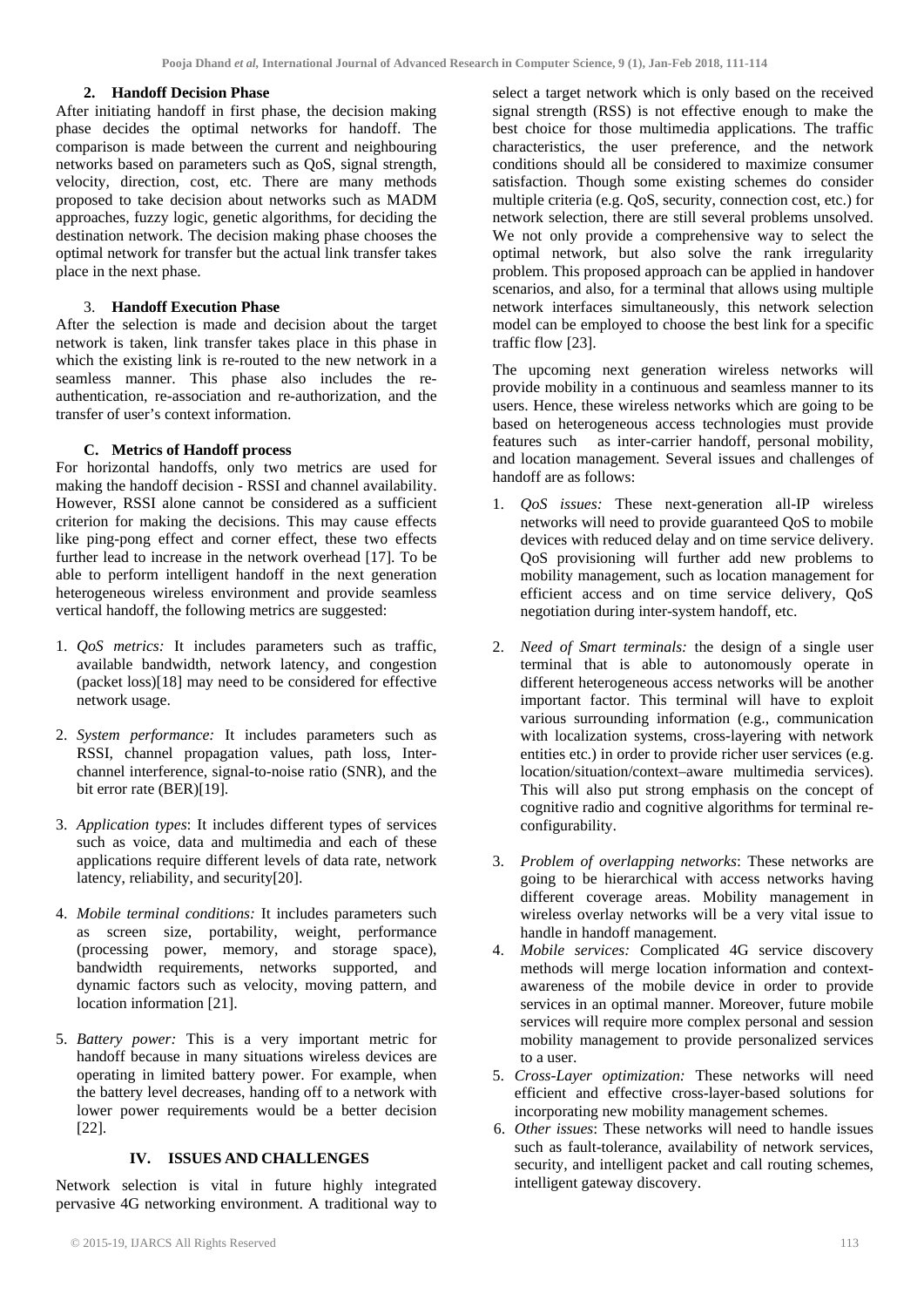### 2. Handoff Decision Phase

After initiating handoff in first phase, the decision making phase decides the optimal networks for handoff. The comparison is made between the current and neighbouring networks based on parameters such as QoS, signal strength, velocity, direction, cost, etc. There are many methods proposed to take decision about networks such as MADM approaches, fuzzy logic, genetic algorithms, for deciding the destination network. The decision making phase chooses the optimal network for transfer but the actual link transfer takes place in the next phase.

### 3. Handoff Execution Phase

After the selection is made and decision about the target network is taken, link transfer takes place in this phase in which the existing link is re-routed to the new network in a seamless manner. This phase also includes the re-authentication, re-association and re-authorization, and the transfer of user's context information.

### C. Metrics of Handoff process

For horizontal handoffs, only two metrics are used for making the handoff decision - RSSI and channel availability. However, RSSI alone cannot be considered as a sufficient criterion for making the decisions. This may cause effects like ping-pong effect and corner effect, these two effects further lead to increase in the network overhead [17]. To be able to perform intelligent handoff in the next generation heterogeneous wireless environment and provide seamless vertical handoff, the following metrics are suggested:

1. *QoS metrics:* It includes parameters such as traffic, available bandwidth, network latency, and congestion (packet loss)[18] may need to be considered for effective network usage.
2. *System performance:* It includes parameters such as RSSI, channel propagation values, path loss, Inter-channel interference, signal-to-noise ratio (SNR), and the bit error rate (BER)[19].
3. *Application types*: It includes different types of services such as voice, data and multimedia and each of these applications require different levels of data rate, network latency, reliability, and security[20].
4. *Mobile terminal conditions:* It includes parameters such as screen size, portability, weight, performance (processing power, memory, and storage space), bandwidth requirements, networks supported, and dynamic factors such as velocity, moving pattern, and location information [21].
5. *Battery power:* This is a very important metric for handoff because in many situations wireless devices are operating in limited battery power. For example, when the battery level decreases, handing off to a network with lower power requirements would be a better decision [22].

## IV. ISSUES AND CHALLENGES

Network selection is vital in future highly integrated pervasive 4G networking environment. A traditional way to select a target network which is only based on the received signal strength (RSS) is not effective enough to make the best choice for those multimedia applications. The traffic characteristics, the user preference, and the network conditions should all be considered to maximize consumer satisfaction. Though some existing schemes do consider multiple criteria (e.g. QoS, security, connection cost, etc.) for network selection, there are still several problems unsolved. We not only provide a comprehensive way to select the optimal network, but also solve the rank irregularity problem. This proposed approach can be applied in handover scenarios, and also, for a terminal that allows using multiple network interfaces simultaneously, this network selection model can be employed to choose the best link for a specific traffic flow [23].

The upcoming next generation wireless networks will provide mobility in a continuous and seamless manner to its users. Hence, these wireless networks which are going to be based on heterogeneous access technologies must provide features such as inter-carrier handoff, personal mobility, and location management. Several issues and challenges of handoff are as follows:

1. *QoS issues:* These next-generation all-IP wireless networks will need to provide guaranteed QoS to mobile devices with reduced delay and on time service delivery. QoS provisioning will further add new problems to mobility management, such as location management for efficient access and on time service delivery, QoS negotiation during inter-system handoff, etc.
2. *Need of Smart terminals:* the design of a single user terminal that is able to autonomously operate in different heterogeneous access networks will be another important factor. This terminal will have to exploit various surrounding information (e.g., communication with localization systems, cross-layering with network entities etc.) in order to provide richer user services (e.g. location/situation/context–aware multimedia services). This will also put strong emphasis on the concept of cognitive radio and cognitive algorithms for terminal re-configurability.
3. *Problem of overlapping networks*: These networks are going to be hierarchical with access networks having different coverage areas. Mobility management in wireless overlay networks will be a very vital issue to handle in handoff management.
4. *Mobile services:* Complicated 4G service discovery methods will merge location information and context-awareness of the mobile device in order to provide services in an optimal manner. Moreover, future mobile services will require more complex personal and session mobility management to provide personalized services to a user.
5. *Cross-Layer optimization:* These networks will need efficient and effective cross-layer-based solutions for incorporating new mobility management schemes.
6. *Other issues*: These networks will need to handle issues such as fault-tolerance, availability of network services, security, and intelligent packet and call routing schemes, intelligent gateway discovery.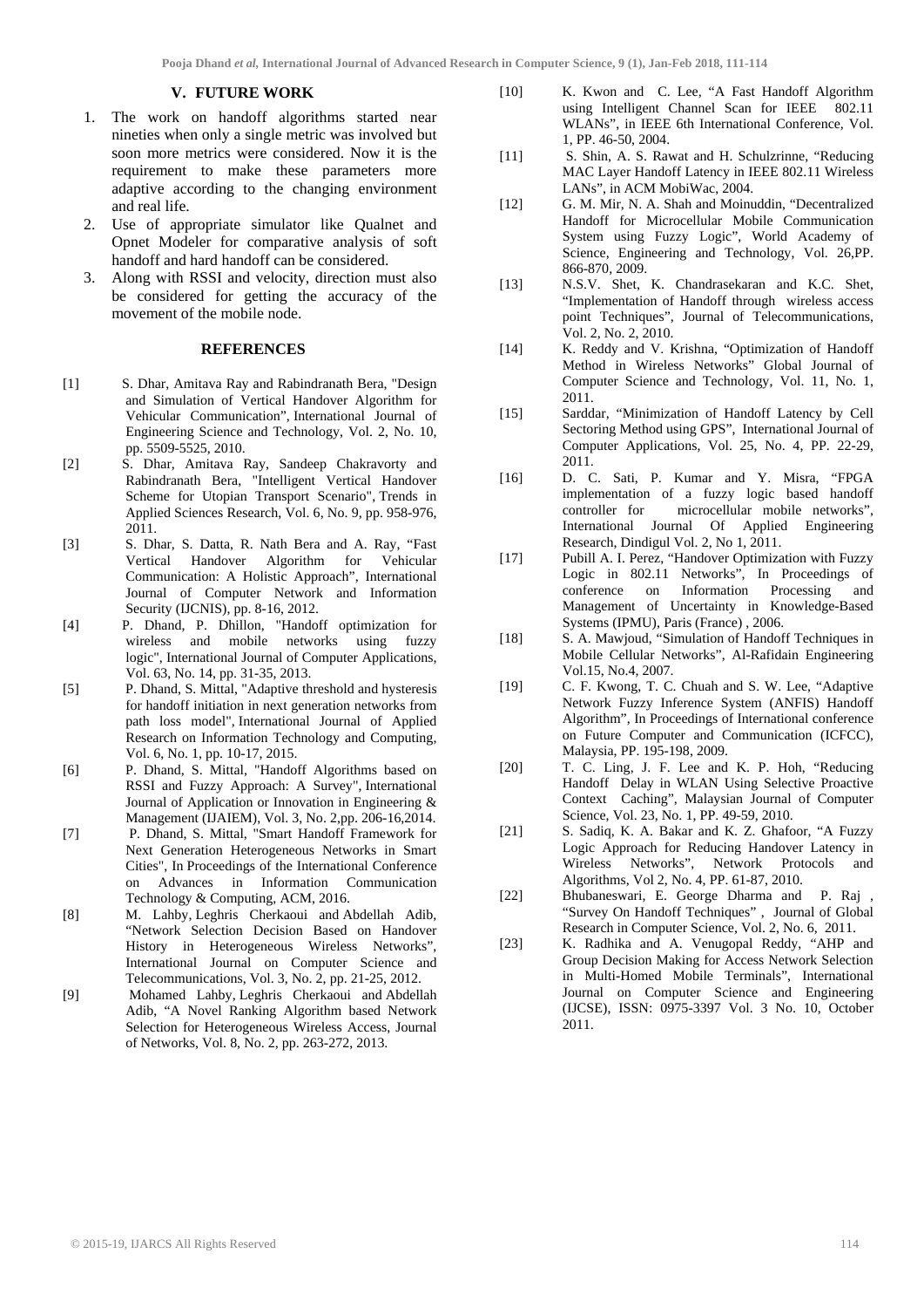## V. FUTURE WORK

1. The work on handoff algorithms started near nineties when only a single metric was involved but soon more metrics were considered. Now it is the requirement to make these parameters more adaptive according to the changing environment and real life.
2. Use of appropriate simulator like Qualnet and Opnet Modeler for comparative analysis of soft handoff and hard handoff can be considered.
3. Along with RSSI and velocity, direction must also be considered for getting the accuracy of the movement of the mobile node.

## REFERENCES

[1] S. Dhar, Amitava Ray and Rabindranath Bera, "Design and Simulation of Vertical Handover Algorithm for Vehicular Communication", International Journal of Engineering Science and Technology, Vol. 2, No. 10, pp. 5509-5525, 2010.

[2] S. Dhar, Amitava Ray, Sandeep Chakravorty and Rabindranath Bera, "Intelligent Vertical Handover Scheme for Utopian Transport Scenario", Trends in Applied Sciences Research, Vol. 6, No. 9, pp. 958-976, 2011.

[3] S. Dhar, S. Datta, R. Nath Bera and A. Ray, "Fast Vertical Handover Algorithm for Vehicular Communication: A Holistic Approach", International Journal of Computer Network and Information Security (IJCNIS), pp. 8-16, 2012.

[4] P. Dhand, P. Dhillon, "Handoff optimization for wireless and mobile networks using fuzzy logic", International Journal of Computer Applications, Vol. 63, No. 14, pp. 31-35, 2013.

[5] P. Dhand, S. Mittal, "Adaptive threshold and hysteresis for handoff initiation in next generation networks from path loss model", International Journal of Applied Research on Information Technology and Computing, Vol. 6, No. 1, pp. 10-17, 2015.

[6] P. Dhand, S. Mittal, "Handoff Algorithms based on RSSI and Fuzzy Approach: A Survey", International Journal of Application or Innovation in Engineering & Management (IJAIEM), Vol. 3, No. 2,pp. 206-16,2014.

[7] P. Dhand, S. Mittal, "Smart Handoff Framework for Next Generation Heterogeneous Networks in Smart Cities", In Proceedings of the International Conference on Advances in Information Communication Technology & Computing, ACM, 2016.

[8] M. Lahby, Leghris Cherkaoui and Abdellah Adib, "Network Selection Decision Based on Handover History in Heterogeneous Wireless Networks", International Journal on Computer Science and Telecommunications, Vol. 3, No. 2, pp. 21-25, 2012.

[9] Mohamed Lahby, Leghris Cherkaoui and Abdellah Adib, "A Novel Ranking Algorithm based Network Selection for Heterogeneous Wireless Access, Journal of Networks, Vol. 8, No. 2, pp. 263-272, 2013.

[10] K. Kwon and C. Lee, "A Fast Handoff Algorithm using Intelligent Channel Scan for IEEE 802.11 WLANs", in IEEE 6th International Conference, Vol. 1, PP. 46-50, 2004.

[11] S. Shin, A. S. Rawat and H. Schulzrinne, "Reducing MAC Layer Handoff Latency in IEEE 802.11 Wireless LANs", in ACM MobiWac, 2004.

[12] G. M. Mir, N. A. Shah and Moinuddin, "Decentralized Handoff for Microcellular Mobile Communication System using Fuzzy Logic", World Academy of Science, Engineering and Technology, Vol. 26,PP. 866-870, 2009.

[13] N.S.V. Shet, K. Chandrasekaran and K.C. Shet, "Implementation of Handoff through wireless access point Techniques", Journal of Telecommunications, Vol. 2, No. 2, 2010.

[14] K. Reddy and V. Krishna, "Optimization of Handoff Method in Wireless Networks" Global Journal of Computer Science and Technology, Vol. 11, No. 1, 2011.

[15] Sarddar, "Minimization of Handoff Latency by Cell Sectoring Method using GPS", International Journal of Computer Applications, Vol. 25, No. 4, PP. 22-29, 2011.

[16] D. C. Sati, P. Kumar and Y. Misra, "FPGA implementation of a fuzzy logic based handoff controller for microcellular mobile networks", International Journal Of Applied Engineering Research, Dindigul Vol. 2, No 1, 2011.

[17] Pubill A. I. Perez, "Handover Optimization with Fuzzy Logic in 802.11 Networks", In Proceedings of conference on Information Processing and Management of Uncertainty in Knowledge-Based Systems (IPMU), Paris (France) , 2006.

[18] S. A. Mawjoud, "Simulation of Handoff Techniques in Mobile Cellular Networks", Al-Rafidain Engineering Vol.15, No.4, 2007.

[19] C. F. Kwong, T. C. Chuah and S. W. Lee, "Adaptive Network Fuzzy Inference System (ANFIS) Handoff Algorithm", In Proceedings of International conference on Future Computer and Communication (ICFCC), Malaysia, PP. 195-198, 2009.

[20] T. C. Ling, J. F. Lee and K. P. Hoh, "Reducing Handoff Delay in WLAN Using Selective Proactive Context Caching", Malaysian Journal of Computer Science, Vol. 23, No. 1, PP. 49-59, 2010.

[21] S. Sadiq, K. A. Bakar and K. Z. Ghafoor, "A Fuzzy Logic Approach for Reducing Handover Latency in Wireless Networks", Network Protocols and Algorithms, Vol 2, No. 4, PP. 61-87, 2010.

[22] Bhubaneswari, E. George Dharma and P. Raj , "Survey On Handoff Techniques" , Journal of Global Research in Computer Science, Vol. 2, No. 6, 2011.

[23] K. Radhika and A. Venugopal Reddy, "AHP and Group Decision Making for Access Network Selection in Multi-Homed Mobile Terminals", International Journal on Computer Science and Engineering (IJCSE), ISSN: 0975-3397 Vol. 3 No. 10, October 2011.